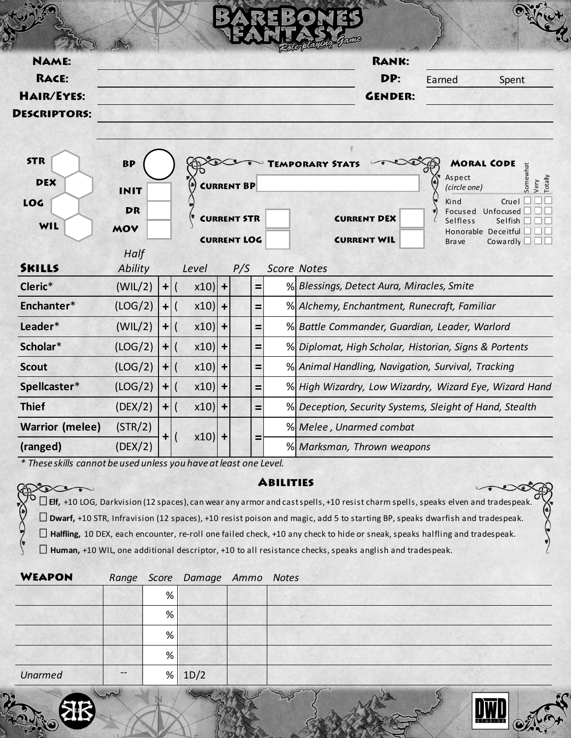# BareBones Fantasy Role-playing Game

**Name:** ____________________ **Rank:** ____________________

**Race:** ____________________ **DP:** Earned ______ Spent ______

**Hair/Eyes:** ____________________ **Gender:** ____________________

**Descriptors:** ____________________

**STR** ______
**DEX** ______
**LOG** ______
**WIL** ______

**BP** ______
**INIT** ______
**DR** ______
**MOV** ______

## Temporary Stats

**Current BP** ______

**Current STR** ______ **Current DEX** ______

**Current LOG** ______ **Current WIL** ______

## Moral Code

Aspect *(circle one)*

| Aspect | | Somewhat | Very | Totally |
|---|---|---|---|---|
| Kind | Cruel | ☐ | ☐ | ☐ |
| Focused | Unfocused | ☐ | ☐ | ☐ |
| Selfless | Selfish | ☐ | ☐ | ☐ |
| Honorable | Deceitful | ☐ | ☐ | ☐ |
| Brave | Cowardly | ☐ | ☐ | ☐ |

## Skills

| Skills | Half Ability | | Level | | P/S | | Score | Notes |
|---|---|---|---|---|---|---|---|---|
| Cleric* | (WIL/2) | + | ( x10) | + | | = | % | *Blessings, Detect Aura, Miracles, Smite* |
| Enchanter* | (LOG/2) | + | ( x10) | + | | = | % | *Alchemy, Enchantment, Runecraft, Familiar* |
| Leader* | (WIL/2) | + | ( x10) | + | | = | % | *Battle Commander, Guardian, Leader, Warlord* |
| Scholar* | (LOG/2) | + | ( x10) | + | | = | % | *Diplomat, High Scholar, Historian, Signs & Portents* |
| Scout | (LOG/2) | + | ( x10) | + | | = | % | *Animal Handling, Navigation, Survival, Tracking* |
| Spellcaster* | (LOG/2) | + | ( x10) | + | | = | % | *High Wizardry, Low Wizardry, Wizard Eye, Wizard Hand* |
| Thief | (DEX/2) | + | ( x10) | + | | = | % | *Deception, Security Systems, Sleight of Hand, Stealth* |
| Warrior (melee) | (STR/2) | + | ( x10) | + | | = | % | *Melee, Unarmed combat* |
| (ranged) | (DEX/2) | | | | | | % | *Marksman, Thrown weapons* |

*\* These skills cannot be used unless you have at least one Level.*

## Abilities

- ☐ **Elf,** +10 LOG, Darkvision (12 spaces), can wear any armor and cast spells, +10 resist charm spells, speaks elven and tradespeak.
- ☐ **Dwarf,** +10 STR, Infravision (12 spaces), +10 resist poison and magic, add 5 to starting BP, speaks dwarfish and tradespeak.
- ☐ **Halfling,** 10 DEX, each encounter, re-roll one failed check, +10 any check to hide or sneak, speaks halfling and tradespeak.
- ☐ **Human,** +10 WIL, one additional descriptor, +10 to all resistance checks, speaks anglish and tradespeak.

## Weapon

| Weapon | Range | Score | Damage | Ammo | Notes |
|---|---|---|---|---|---|
| | | % | | | |
| | | % | | | |
| | | % | | | |
| | | % | | | |
| *Unarmed* | -- | % | 1D/2 | | |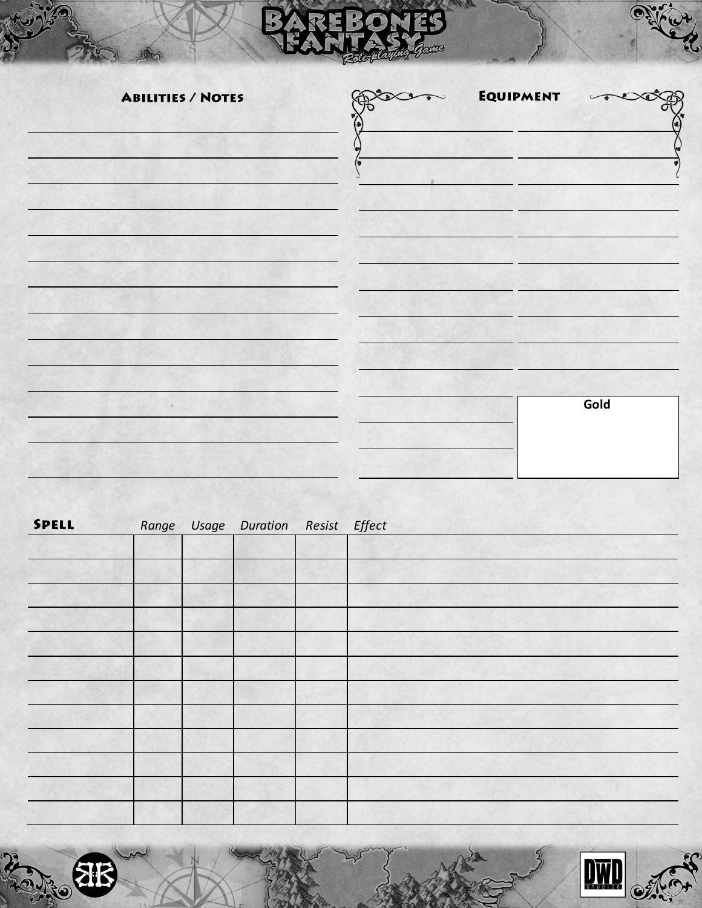## Abilities / Notes

## Equipment

**Gold**

| Spell | Range | Usage | Duration | Resist | Effect |
|---|---|---|---|---|---|
| | | | | | |
| | | | | | |
| | | | | | |
| | | | | | |
| | | | | | |
| | | | | | |
| | | | | | |
| | | | | | |
| | | | | | |
| | | | | | |
| | | | | | |
| | | | | | |